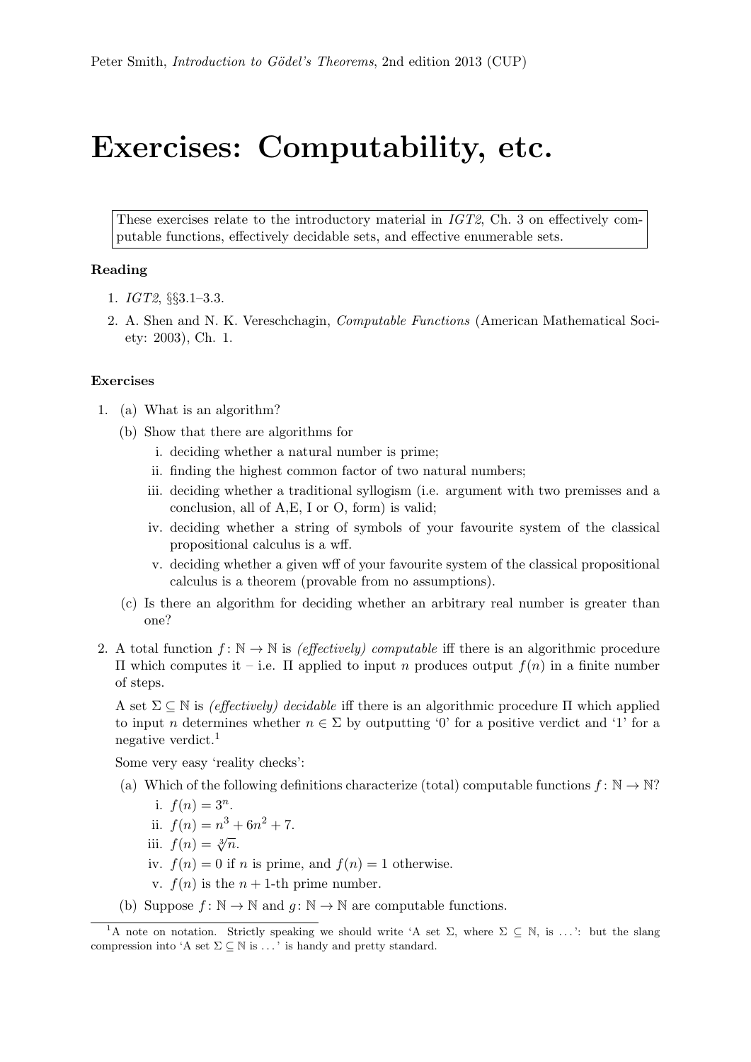Peter Smith, *Introduction to Gödel's Theorems*, 2nd edition 2013 (CUP)

# Exercises: Computability, etc.

> These exercises relate to the introductory material in *IGT2*, Ch. 3 on effectively computable functions, effectively decidable sets, and effective enumerable sets.

### Reading

1. *IGT2*, §§3.1–3.3.
2. A. Shen and N. K. Vereschchagin, *Computable Functions* (American Mathematical Society: 2003), Ch. 1.

### Exercises

1. (a) What is an algorithm?

   (b) Show that there are algorithms for

      i. deciding whether a natural number is prime;
      ii. finding the highest common factor of two natural numbers;
      iii. deciding whether a traditional syllogism (i.e. argument with two premisses and a conclusion, all of A,E, I or O, form) is valid;
      iv. deciding whether a string of symbols of your favourite system of the classical propositional calculus is a wff.
      v. deciding whether a given wff of your favourite system of the classical propositional calculus is a theorem (provable from no assumptions).

   (c) Is there an algorithm for deciding whether an arbitrary real number is greater than one?

2. A total function $f\colon \mathbb{N} \to \mathbb{N}$ is *(effectively) computable* iff there is an algorithmic procedure $\Pi$ which computes it – i.e. $\Pi$ applied to input $n$ produces output $f(n)$ in a finite number of steps.

   A set $\Sigma \subseteq \mathbb{N}$ is *(effectively) decidable* iff there is an algorithmic procedure $\Pi$ which applied to input $n$ determines whether $n \in \Sigma$ by outputting '0' for a positive verdict and '1' for a negative verdict.[1]

   Some very easy 'reality checks':

   (a) Which of the following definitions characterize (total) computable functions $f\colon \mathbb{N} \to \mathbb{N}$?

      i. $f(n) = 3^n$.
      ii. $f(n) = n^3 + 6n^2 + 7$.
      iii. $f(n) = \sqrt[3]{n}$.
      iv. $f(n) = 0$ if $n$ is prime, and $f(n) = 1$ otherwise.
      v. $f(n)$ is the $n + 1$-th prime number.

   (b) Suppose $f\colon \mathbb{N} \to \mathbb{N}$ and $g\colon \mathbb{N} \to \mathbb{N}$ are computable functions.

[1] A note on notation. Strictly speaking we should write 'A set $\Sigma$, where $\Sigma \subseteq \mathbb{N}$, is ...': but the slang compression into 'A set $\Sigma \subseteq \mathbb{N}$ is ...' is handy and pretty standard.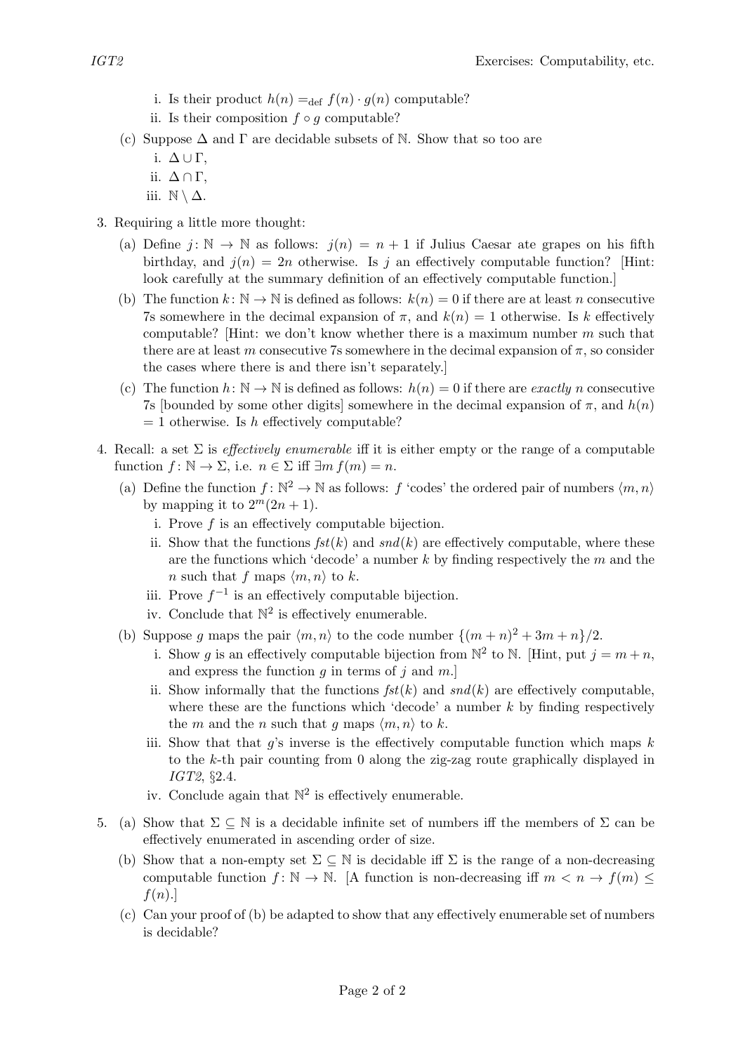i. Is their product $h(n) =_{\text{def}} f(n) \cdot g(n)$ computable?
   ii. Is their composition $f \circ g$ computable?

   (c) Suppose $\Delta$ and $\Gamma$ are decidable subsets of $\mathbb{N}$. Show that so too are
   i. $\Delta \cup \Gamma$,
   ii. $\Delta \cap \Gamma$,
   iii. $\mathbb{N} \setminus \Delta$.

3. Requiring a little more thought:

   (a) Define $j \colon \mathbb{N} \to \mathbb{N}$ as follows: $j(n) = n + 1$ if Julius Caesar ate grapes on his fifth birthday, and $j(n) = 2n$ otherwise. Is $j$ an effectively computable function? [Hint: look carefully at the summary definition of an effectively computable function.]

   (b) The function $k \colon \mathbb{N} \to \mathbb{N}$ is defined as follows: $k(n) = 0$ if there are at least $n$ consecutive 7s somewhere in the decimal expansion of $\pi$, and $k(n) = 1$ otherwise. Is $k$ effectively computable? [Hint: we don't know whether there is a maximum number $m$ such that there are at least $m$ consecutive 7s somewhere in the decimal expansion of $\pi$, so consider the cases where there is and there isn't separately.]

   (c) The function $h \colon \mathbb{N} \to \mathbb{N}$ is defined as follows: $h(n) = 0$ if there are *exactly* $n$ consecutive 7s [bounded by some other digits] somewhere in the decimal expansion of $\pi$, and $h(n) = 1$ otherwise. Is $h$ effectively computable?

4. Recall: a set $\Sigma$ is *effectively enumerable* iff it is either empty or the range of a computable function $f \colon \mathbb{N} \to \Sigma$, i.e. $n \in \Sigma$ iff $\exists m\, f(m) = n$.

   (a) Define the function $f \colon \mathbb{N}^2 \to \mathbb{N}$ as follows: $f$ 'codes' the ordered pair of numbers $\langle m, n \rangle$ by mapping it to $2^m(2n + 1)$.
   i. Prove $f$ is an effectively computable bijection.
   ii. Show that the functions $fst(k)$ and $snd(k)$ are effectively computable, where these are the functions which 'decode' a number $k$ by finding respectively the $m$ and the $n$ such that $f$ maps $\langle m, n \rangle$ to $k$.
   iii. Prove $f^{-1}$ is an effectively computable bijection.
   iv. Conclude that $\mathbb{N}^2$ is effectively enumerable.

   (b) Suppose $g$ maps the pair $\langle m, n \rangle$ to the code number $\{(m + n)^2 + 3m + n\}/2$.
   i. Show $g$ is an effectively computable bijection from $\mathbb{N}^2$ to $\mathbb{N}$. [Hint, put $j = m + n$, and express the function $g$ in terms of $j$ and $m$.]
   ii. Show informally that the functions $fst(k)$ and $snd(k)$ are effectively computable, where these are the functions which 'decode' a number $k$ by finding respectively the $m$ and the $n$ such that $g$ maps $\langle m, n \rangle$ to $k$.
   iii. Show that that $g$'s inverse is the effectively computable function which maps $k$ to the $k$-th pair counting from 0 along the zig-zag route graphically displayed in *IGT2*, §2.4.
   iv. Conclude again that $\mathbb{N}^2$ is effectively enumerable.

5. (a) Show that $\Sigma \subseteq \mathbb{N}$ is a decidable infinite set of numbers iff the members of $\Sigma$ can be effectively enumerated in ascending order of size.

   (b) Show that a non-empty set $\Sigma \subseteq \mathbb{N}$ is decidable iff $\Sigma$ is the range of a non-decreasing computable function $f \colon \mathbb{N} \to \mathbb{N}$. [A function is non-decreasing iff $m < n \to f(m) \leq f(n)$.]

   (c) Can your proof of (b) be adapted to show that any effectively enumerable set of numbers is decidable?